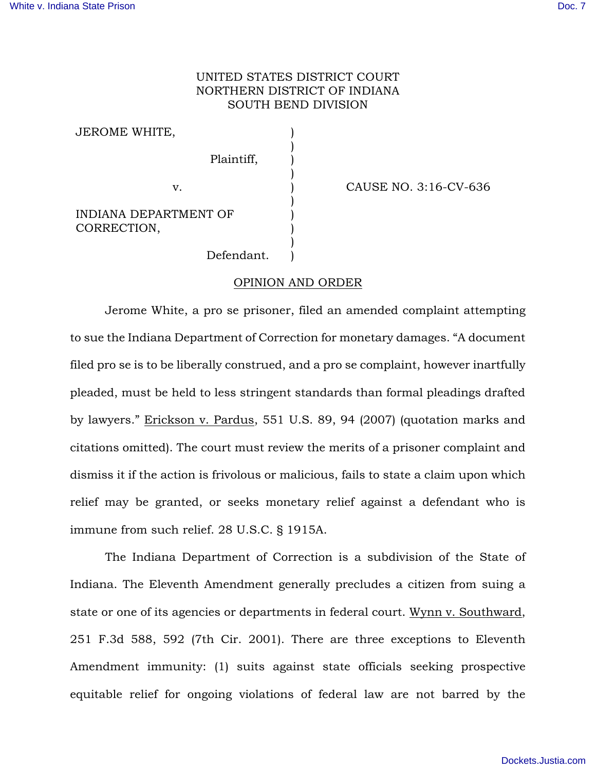UNITED STATES DISTRICT COURT
NORTHERN DISTRICT OF INDIANA
SOUTH BEND DIVISION

| | | |
|---|---|---|
| JEROME WHITE, | ) | |
| Plaintiff, | ) | |
| v. | ) | CAUSE NO. 3:16-CV-636 |
| INDIANA DEPARTMENT OF CORRECTION, | ) | |
| Defendant. | ) | |

OPINION AND ORDER

Jerome White, a pro se prisoner, filed an amended complaint attempting to sue the Indiana Department of Correction for monetary damages. "A document filed pro se is to be liberally construed, and a pro se complaint, however inartfully pleaded, must be held to less stringent standards than formal pleadings drafted by lawyers." Erickson v. Pardus, 551 U.S. 89, 94 (2007) (quotation marks and citations omitted). The court must review the merits of a prisoner complaint and dismiss it if the action is frivolous or malicious, fails to state a claim upon which relief may be granted, or seeks monetary relief against a defendant who is immune from such relief. 28 U.S.C. § 1915A.

The Indiana Department of Correction is a subdivision of the State of Indiana. The Eleventh Amendment generally precludes a citizen from suing a state or one of its agencies or departments in federal court. Wynn v. Southward, 251 F.3d 588, 592 (7th Cir. 2001). There are three exceptions to Eleventh Amendment immunity: (1) suits against state officials seeking prospective equitable relief for ongoing violations of federal law are not barred by the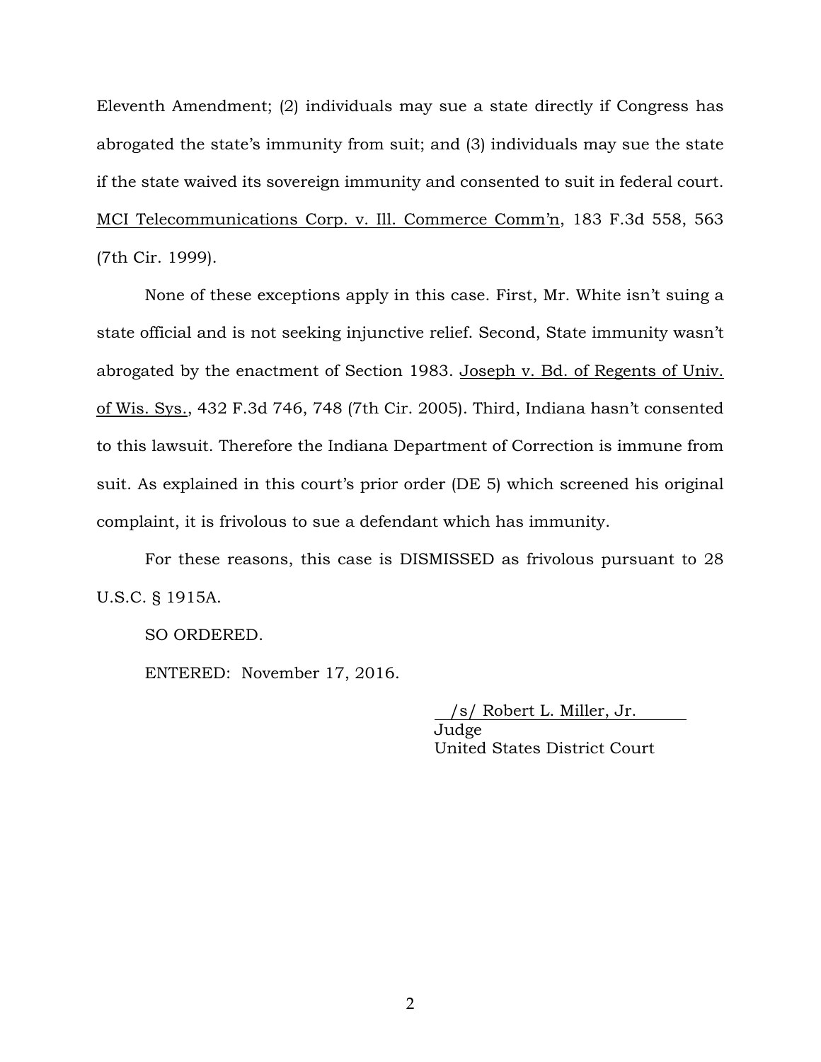Eleventh Amendment; (2) individuals may sue a state directly if Congress has abrogated the state's immunity from suit; and (3) individuals may sue the state if the state waived its sovereign immunity and consented to suit in federal court. MCI Telecommunications Corp. v. Ill. Commerce Comm'n, 183 F.3d 558, 563 (7th Cir. 1999).

None of these exceptions apply in this case. First, Mr. White isn't suing a state official and is not seeking injunctive relief. Second, State immunity wasn't abrogated by the enactment of Section 1983. Joseph v. Bd. of Regents of Univ. of Wis. Sys., 432 F.3d 746, 748 (7th Cir. 2005). Third, Indiana hasn't consented to this lawsuit. Therefore the Indiana Department of Correction is immune from suit. As explained in this court's prior order (DE 5) which screened his original complaint, it is frivolous to sue a defendant which has immunity.

For these reasons, this case is DISMISSED as frivolous pursuant to 28 U.S.C. § 1915A.

SO ORDERED.

ENTERED: November 17, 2016.

/s/ Robert L. Miller, Jr.
Judge
United States District Court